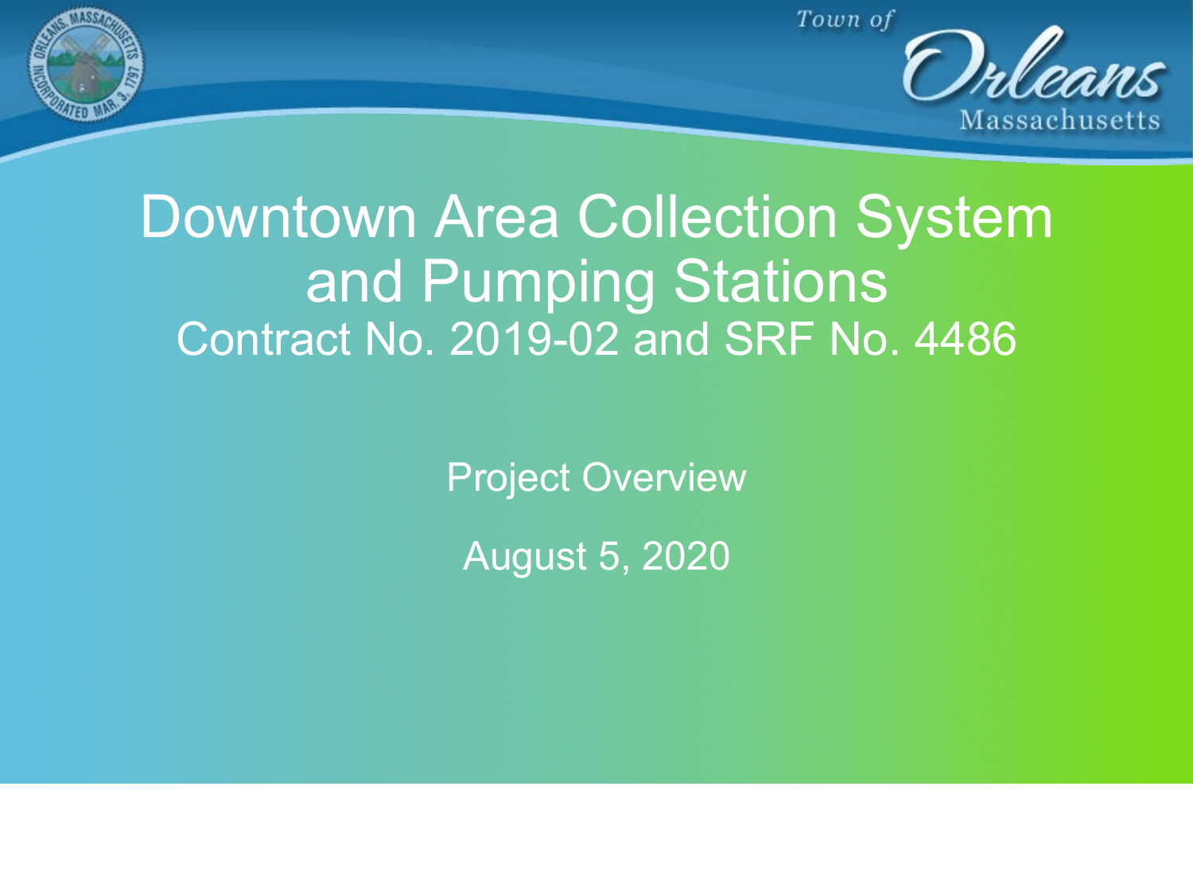Town of Orleans Massachusetts

# Downtown Area Collection System and Pumping Stations

## Contract No. 2019-02 and SRF No. 4486

Project Overview

August 5, 2020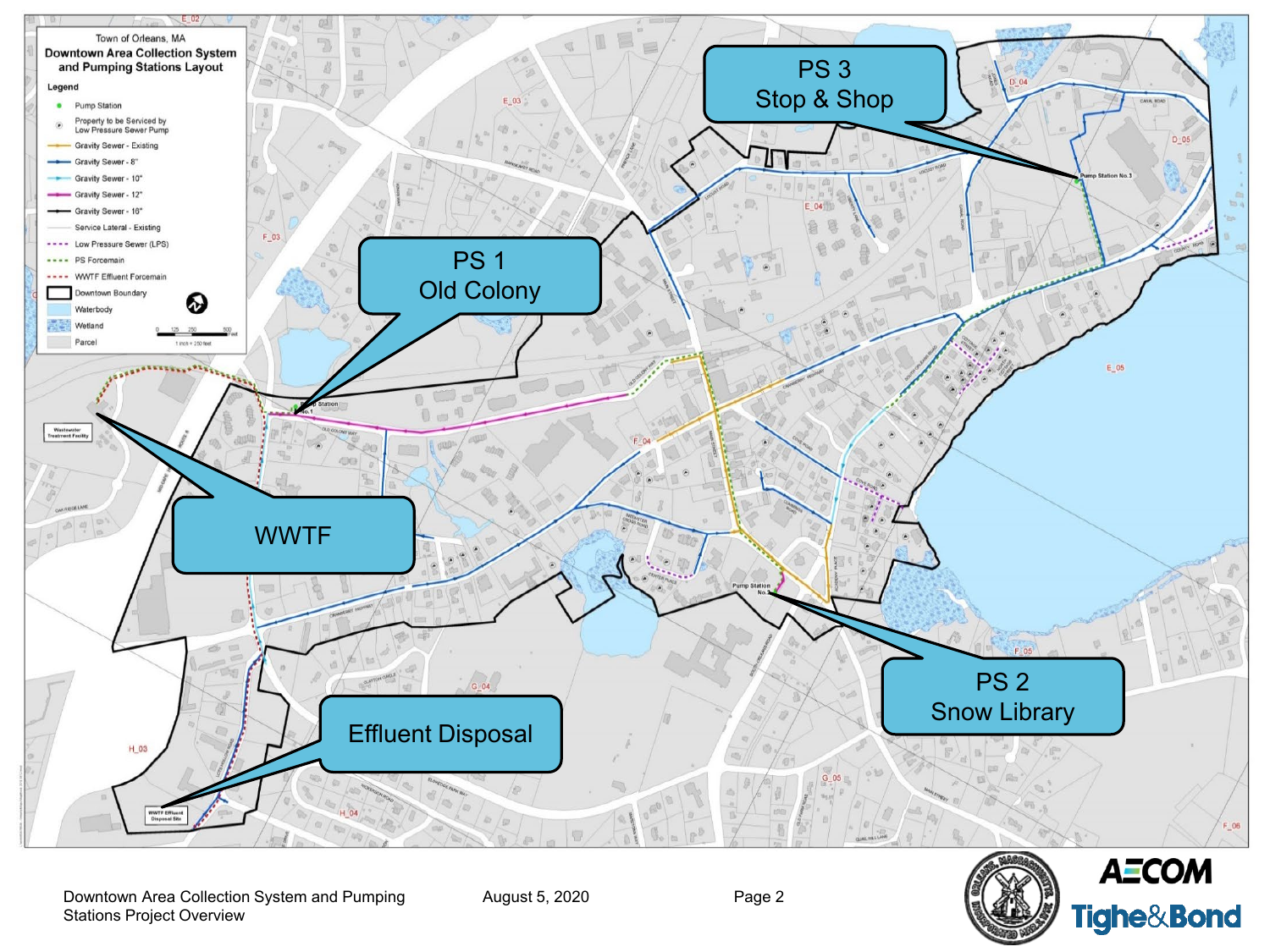Town of Orleans, MA

**Downtown Area Collection System and Pumping Stations Layout**

**Legend**

- Pump Station
- Property to be Serviced by Low Pressure Sewer Pump
- Gravity Sewer - Existing
- Gravity Sewer - 8"
- Gravity Sewer - 10"
- Gravity Sewer - 12"
- Gravity Sewer - 16"
- Service Lateral - Existing
- Low Pressure Sewer (LPS)
- PS Forcemain
- WWTF Effluent Forcemain
- Downtown Boundary
- Waterbody
- Wetland
- Parcel

PS 3 Stop & Shop

PS 1 Old Colony

WWTF

PS 2 Snow Library

Effluent Disposal

Downtown Area Collection System and Pumping Stations Project Overview

August 5, 2020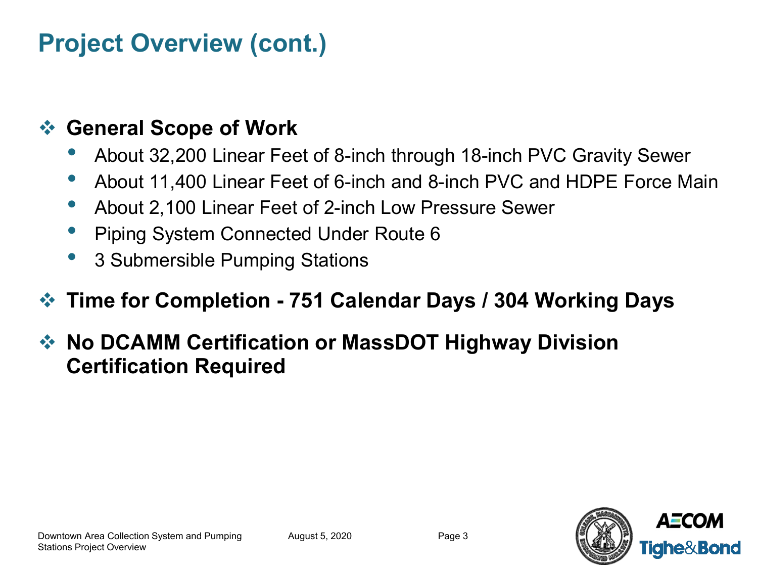# Project Overview (cont.)

- **General Scope of Work**
  - About 32,200 Linear Feet of 8-inch through 18-inch PVC Gravity Sewer
  - About 11,400 Linear Feet of 6-inch and 8-inch PVC and HDPE Force Main
  - About 2,100 Linear Feet of 2-inch Low Pressure Sewer
  - Piping System Connected Under Route 6
  - 3 Submersible Pumping Stations
- **Time for Completion - 751 Calendar Days / 304 Working Days**
- **No DCAMM Certification or MassDOT Highway Division Certification Required**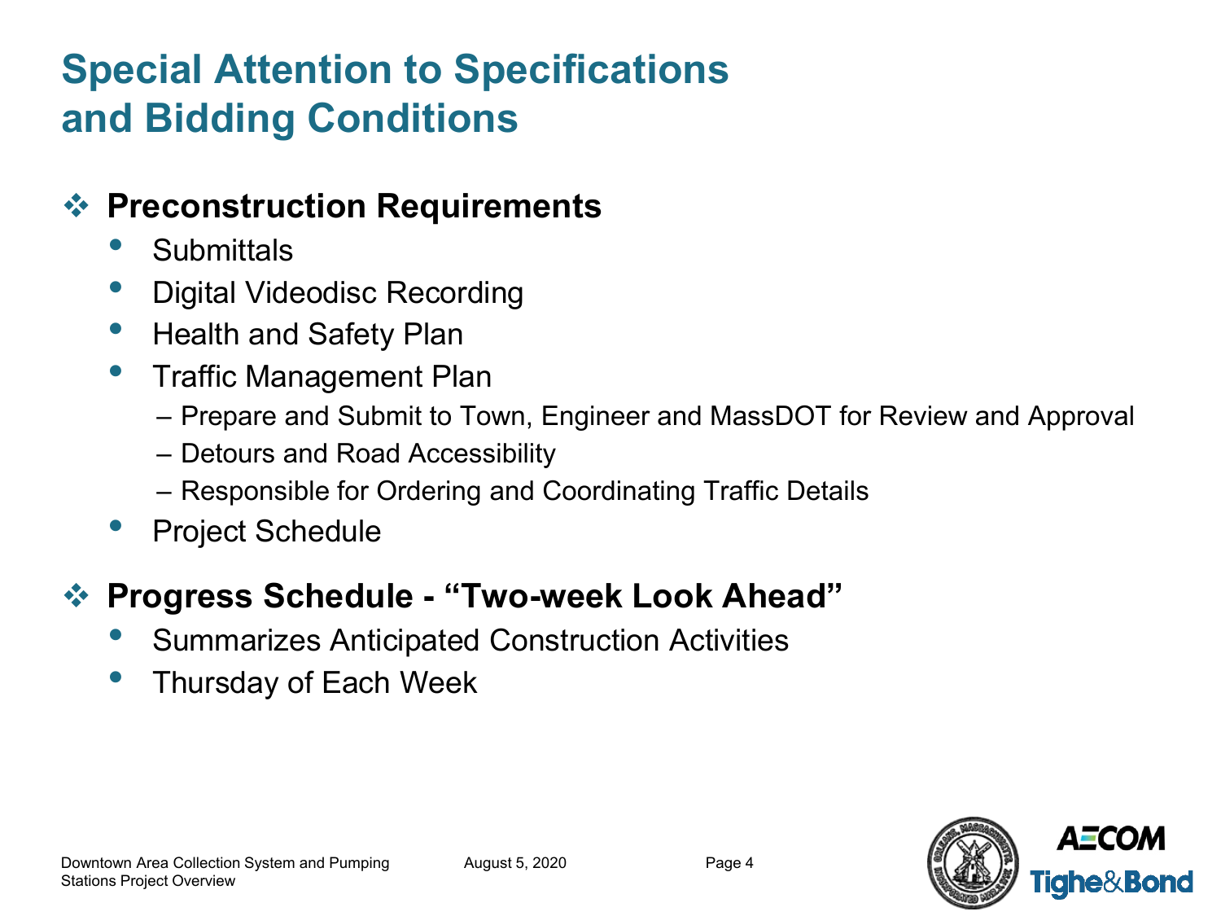# Special Attention to Specifications and Bidding Conditions

## Preconstruction Requirements

- Submittals
- Digital Videodisc Recording
- Health and Safety Plan
- Traffic Management Plan
  - Prepare and Submit to Town, Engineer and MassDOT for Review and Approval
  - Detours and Road Accessibility
  - Responsible for Ordering and Coordinating Traffic Details
- Project Schedule

## Progress Schedule - "Two-week Look Ahead"

- Summarizes Anticipated Construction Activities
- Thursday of Each Week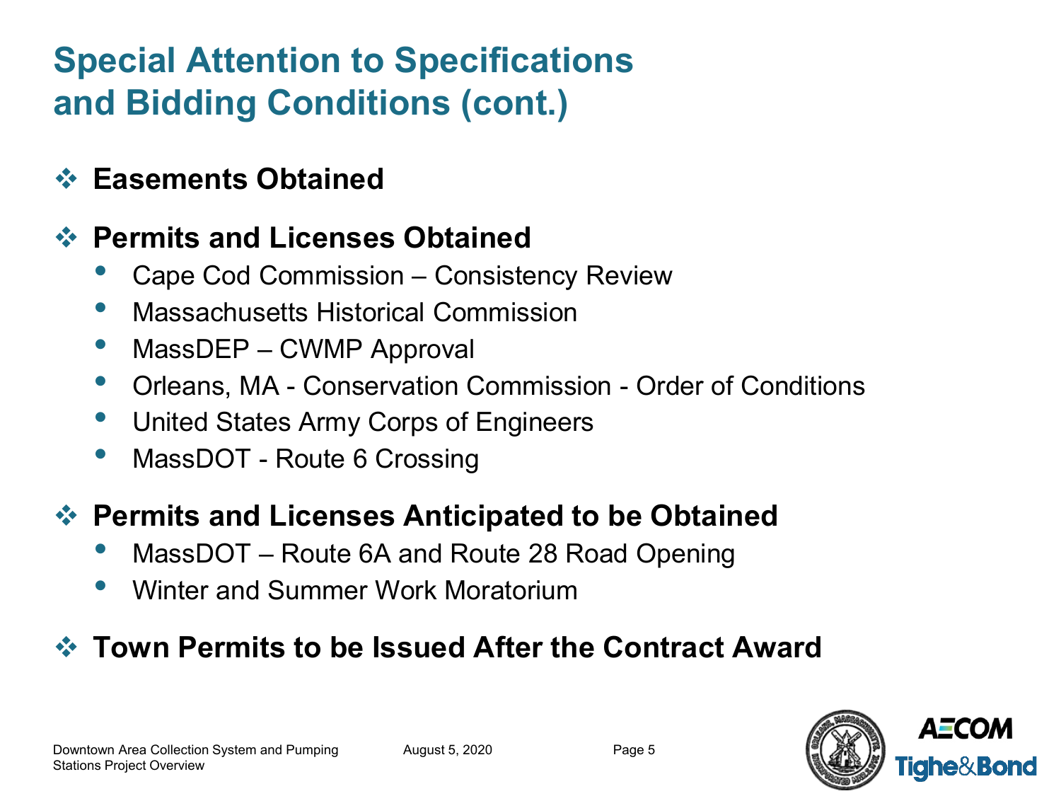# Special Attention to Specifications and Bidding Conditions (cont.)

- **Easements Obtained**

- **Permits and Licenses Obtained**
  - Cape Cod Commission – Consistency Review
  - Massachusetts Historical Commission
  - MassDEP – CWMP Approval
  - Orleans, MA - Conservation Commission - Order of Conditions
  - United States Army Corps of Engineers
  - MassDOT - Route 6 Crossing

- **Permits and Licenses Anticipated to be Obtained**
  - MassDOT – Route 6A and Route 28 Road Opening
  - Winter and Summer Work Moratorium

- **Town Permits to be Issued After the Contract Award**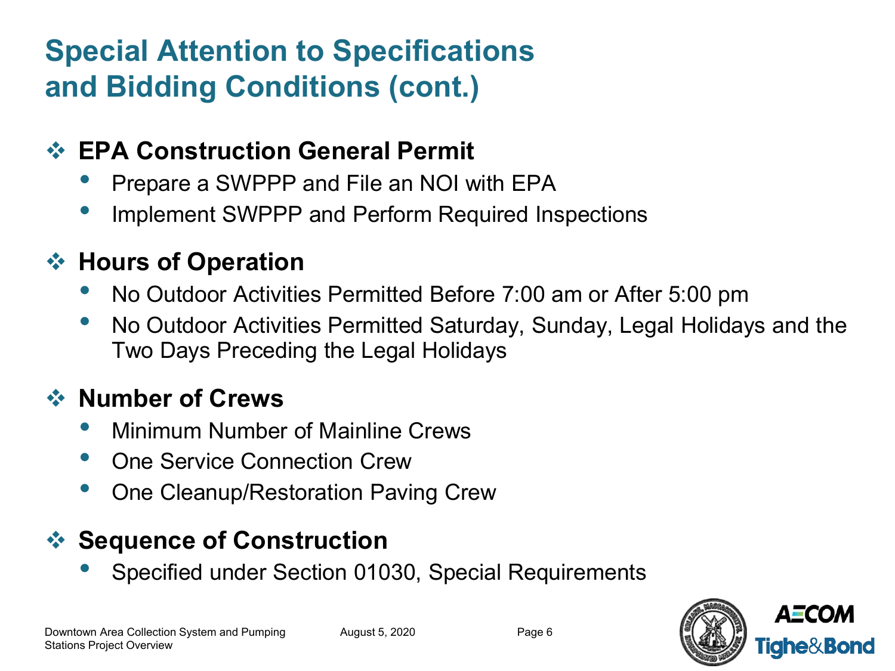# Special Attention to Specifications and Bidding Conditions (cont.)

## EPA Construction General Permit

- Prepare a SWPPP and File an NOI with EPA
- Implement SWPPP and Perform Required Inspections

## Hours of Operation

- No Outdoor Activities Permitted Before 7:00 am or After 5:00 pm
- No Outdoor Activities Permitted Saturday, Sunday, Legal Holidays and the Two Days Preceding the Legal Holidays

## Number of Crews

- Minimum Number of Mainline Crews
- One Service Connection Crew
- One Cleanup/Restoration Paving Crew

## Sequence of Construction

- Specified under Section 01030, Special Requirements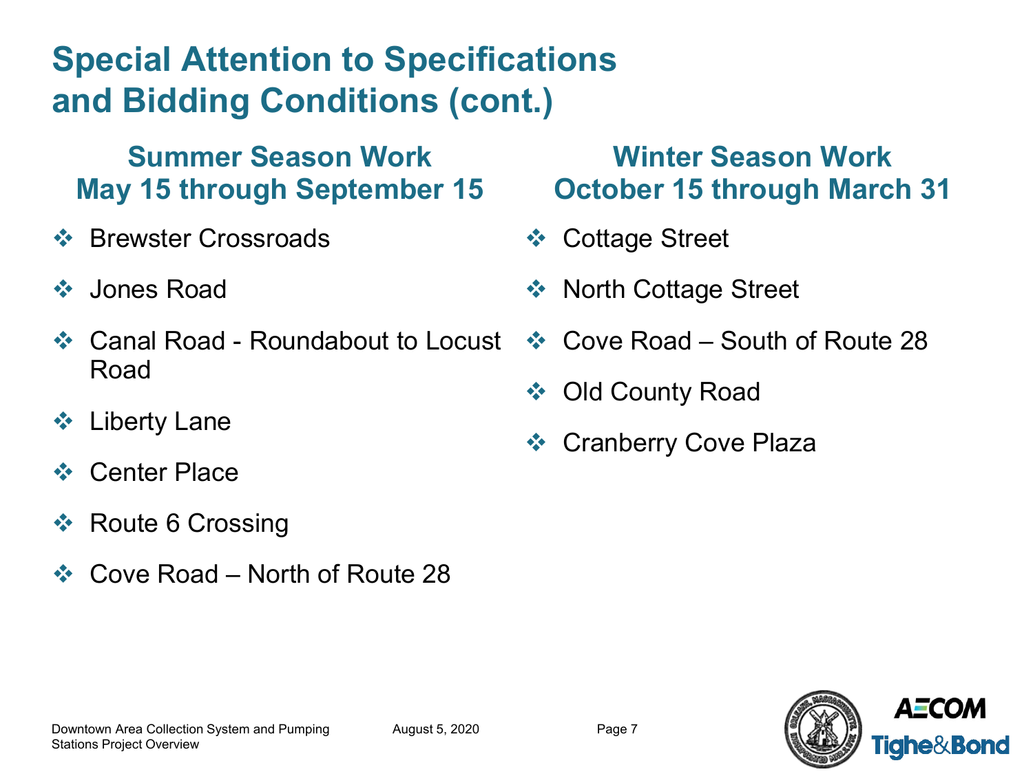# Special Attention to Specifications and Bidding Conditions (cont.)

## Summer Season Work
## May 15 through September 15

- Brewster Crossroads
- Jones Road
- Canal Road - Roundabout to Locust Road
- Liberty Lane
- Center Place
- Route 6 Crossing
- Cove Road – North of Route 28

## Winter Season Work
## October 15 through March 31

- Cottage Street
- North Cottage Street
- Cove Road – South of Route 28
- Old County Road
- Cranberry Cove Plaza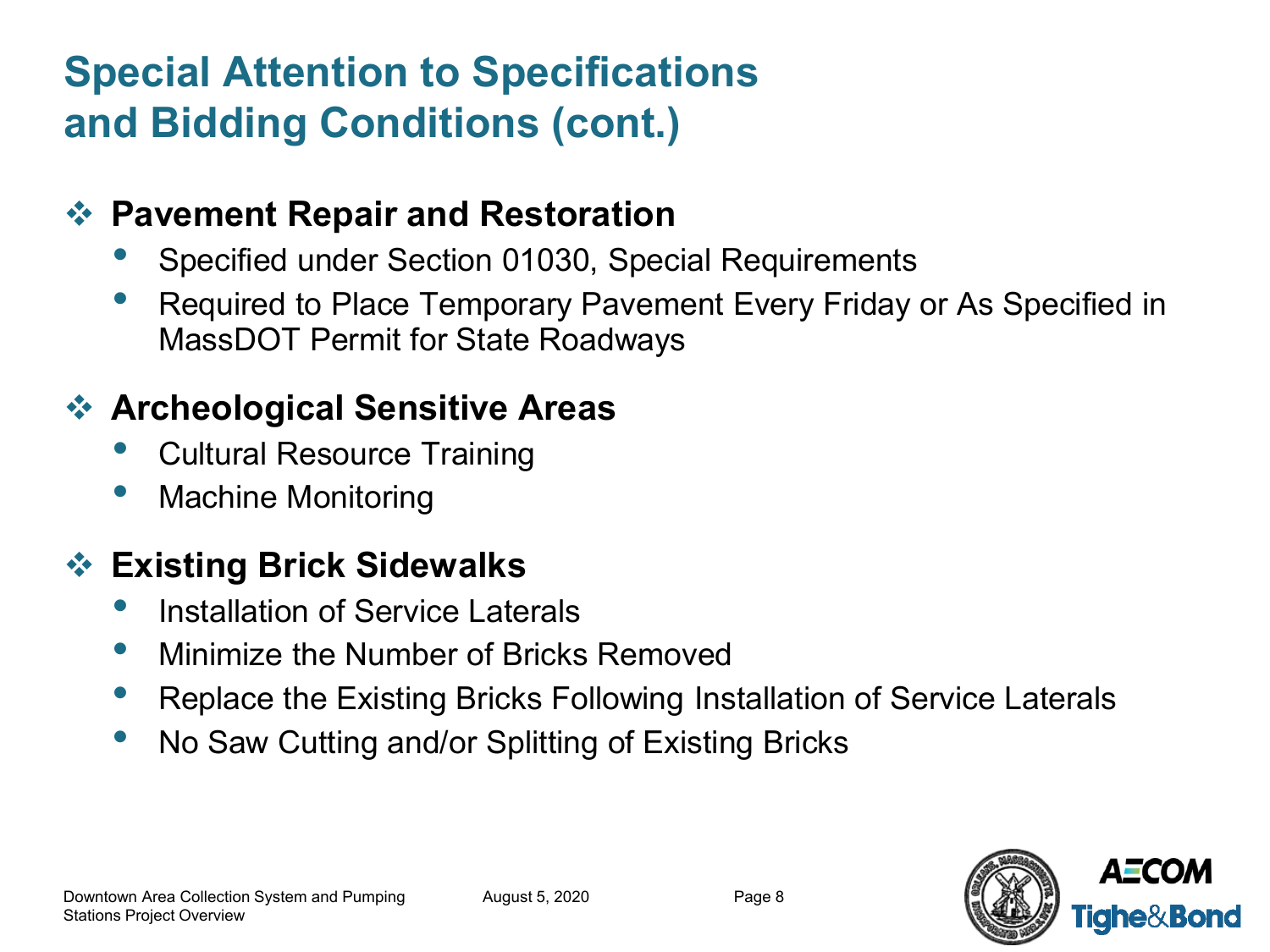# Special Attention to Specifications and Bidding Conditions (cont.)

## Pavement Repair and Restoration

- Specified under Section 01030, Special Requirements
- Required to Place Temporary Pavement Every Friday or As Specified in MassDOT Permit for State Roadways

## Archeological Sensitive Areas

- Cultural Resource Training
- Machine Monitoring

## Existing Brick Sidewalks

- Installation of Service Laterals
- Minimize the Number of Bricks Removed
- Replace the Existing Bricks Following Installation of Service Laterals
- No Saw Cutting and/or Splitting of Existing Bricks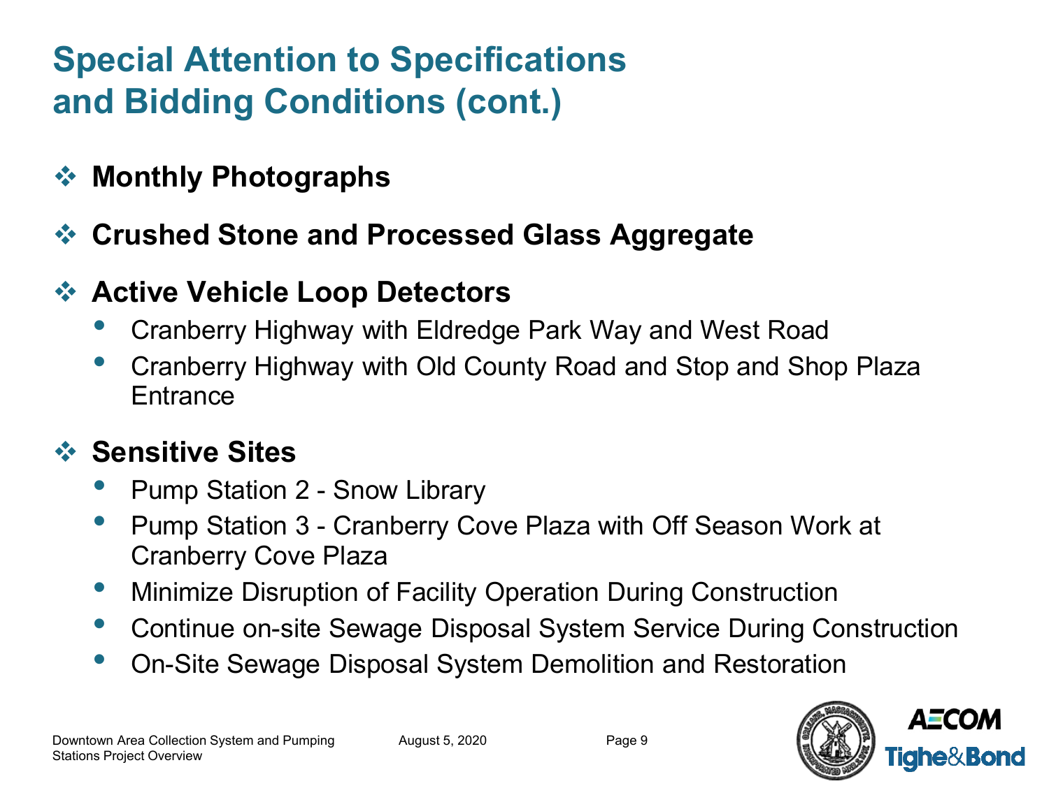# Special Attention to Specifications and Bidding Conditions (cont.)

- **Monthly Photographs**
- **Crushed Stone and Processed Glass Aggregate**
- **Active Vehicle Loop Detectors**
  - Cranberry Highway with Eldredge Park Way and West Road
  - Cranberry Highway with Old County Road and Stop and Shop Plaza Entrance
- **Sensitive Sites**
  - Pump Station 2 - Snow Library
  - Pump Station 3 - Cranberry Cove Plaza with Off Season Work at Cranberry Cove Plaza
  - Minimize Disruption of Facility Operation During Construction
  - Continue on-site Sewage Disposal System Service During Construction
  - On-Site Sewage Disposal System Demolition and Restoration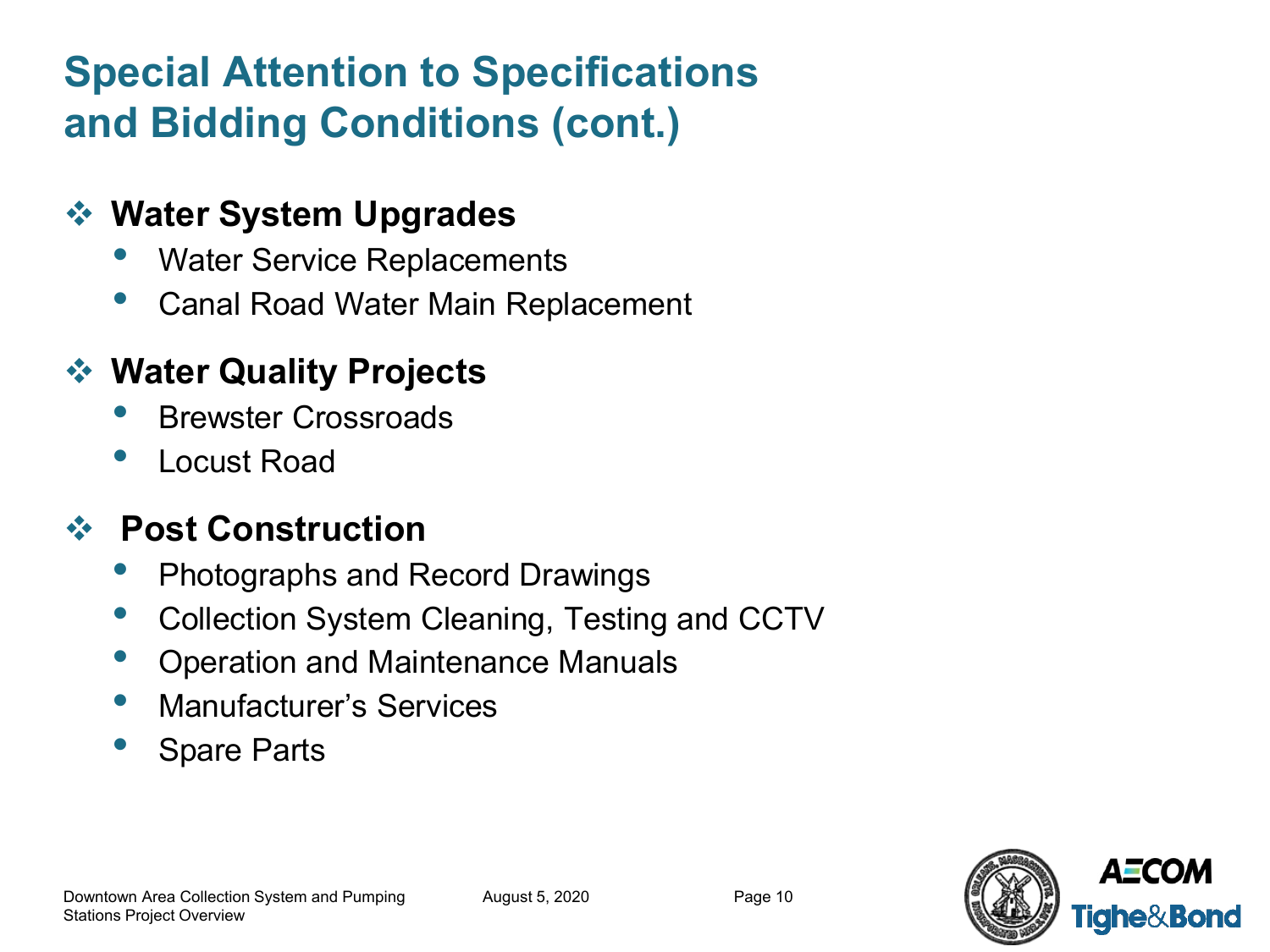# Special Attention to Specifications and Bidding Conditions (cont.)

## Water System Upgrades

- Water Service Replacements
- Canal Road Water Main Replacement

## Water Quality Projects

- Brewster Crossroads
- Locust Road

## Post Construction

- Photographs and Record Drawings
- Collection System Cleaning, Testing and CCTV
- Operation and Maintenance Manuals
- Manufacturer's Services
- Spare Parts